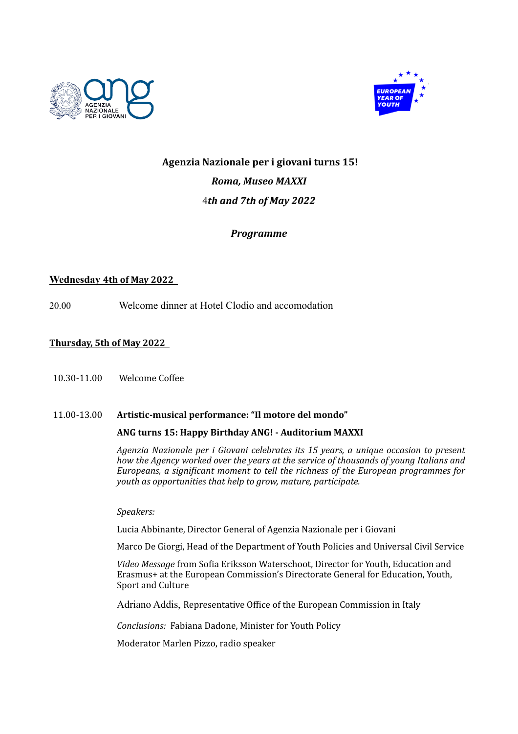**Agenzia Nazionale per i giovani turns 15!**

***Roma, Museo MAXXI***

4***th and 7th of May 2022***

***Programme***

**Wednesday 4th of May 2022**

20.00 Welcome dinner at Hotel Clodio and accomodation

**Thursday, 5th of May 2022**

10.30-11.00 Welcome Coffee

11.00-13.00 **Artistic-musical performance: "Il motore del mondo"**

**ANG turns 15: Happy Birthday ANG! - Auditorium MAXXI**

*Agenzia Nazionale per i Giovani celebrates its 15 years, a unique occasion to present how the Agency worked over the years at the service of thousands of young Italians and Europeans, a significant moment to tell the richness of the European programmes for youth as opportunities that help to grow, mature, participate.*

*Speakers:*

Lucia Abbinante, Director General of Agenzia Nazionale per i Giovani

Marco De Giorgi, Head of the Department of Youth Policies and Universal Civil Service

*Video Message* from Sofia Eriksson Waterschoot, Director for Youth, Education and Erasmus+ at the European Commission's Directorate General for Education, Youth, Sport and Culture

Adriano Addis, Representative Office of the European Commission in Italy

*Conclusions:* Fabiana Dadone, Minister for Youth Policy

Moderator Marlen Pizzo, radio speaker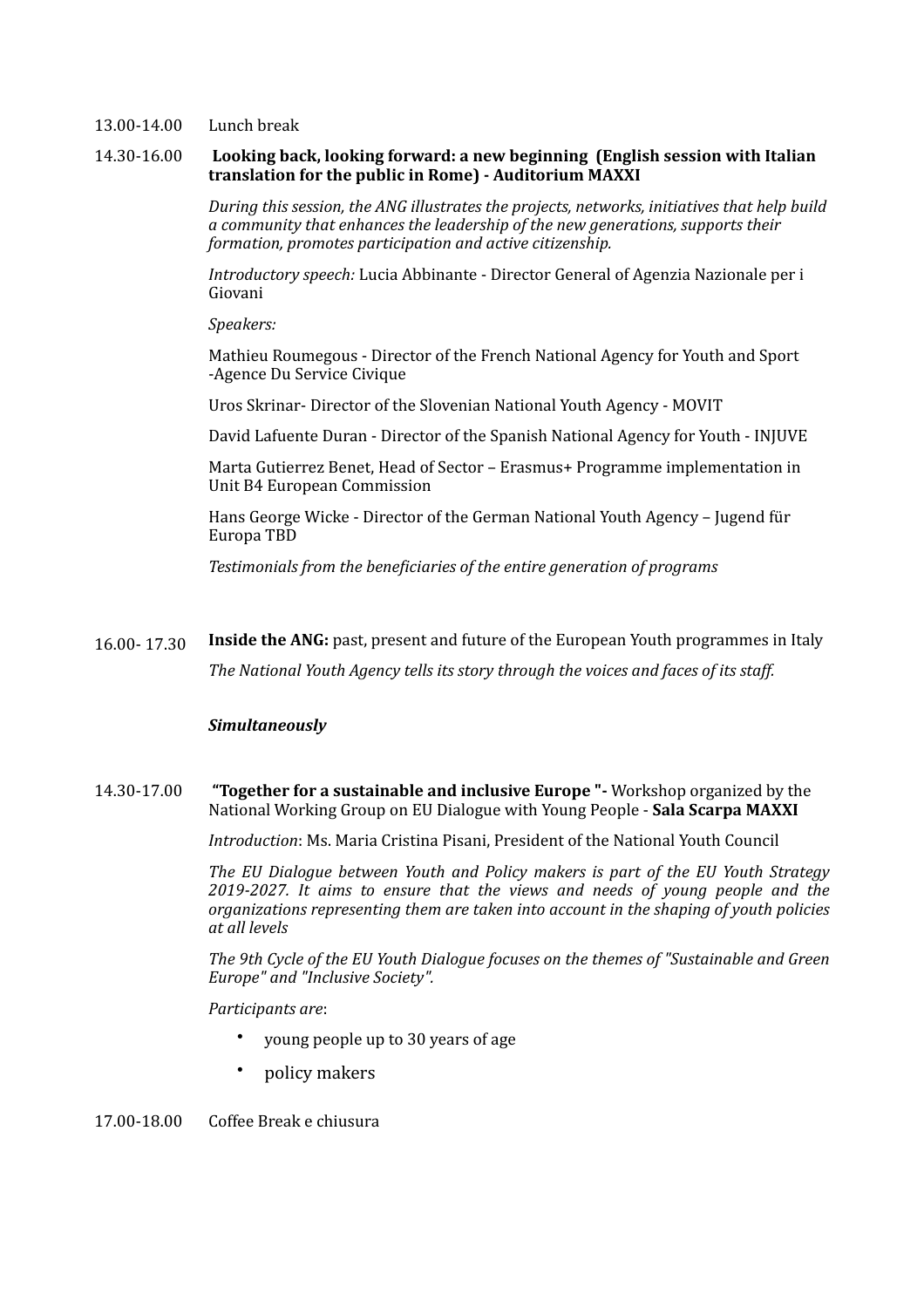13.00-14.00 Lunch break

14.30-16.00 **Looking back, looking forward: a new beginning (English session with Italian translation for the public in Rome) - Auditorium MAXXI**

*During this session, the ANG illustrates the projects, networks, initiatives that help build a community that enhances the leadership of the new generations, supports their formation, promotes participation and active citizenship.*

*Introductory speech:* Lucia Abbinante - Director General of Agenzia Nazionale per i Giovani

*Speakers:*

Mathieu Roumegous - Director of the French National Agency for Youth and Sport -Agence Du Service Civique

Uros Skrinar- Director of the Slovenian National Youth Agency - MOVIT

David Lafuente Duran - Director of the Spanish National Agency for Youth - INJUVE

Marta Gutierrez Benet, Head of Sector – Erasmus+ Programme implementation in Unit B4 European Commission

Hans George Wicke - Director of the German National Youth Agency – Jugend für Europa TBD

*Testimonials from the beneficiaries of the entire generation of programs*

16.00- 17.30 **Inside the ANG:** past, present and future of the European Youth programmes in Italy

*The National Youth Agency tells its story through the voices and faces of its staff.*

***Simultaneously***

14.30-17.00 **“Together for a sustainable and inclusive Europe "-** Workshop organized by the National Working Group on EU Dialogue with Young People - **Sala Scarpa MAXXI**

*Introduction*: Ms. Maria Cristina Pisani, President of the National Youth Council

*The EU Dialogue between Youth and Policy makers is part of the EU Youth Strategy 2019-2027. It aims to ensure that the views and needs of young people and the organizations representing them are taken into account in the shaping of youth policies at all levels*

*The 9th Cycle of the EU Youth Dialogue focuses on the themes of "Sustainable and Green Europe" and "Inclusive Society".*

*Participants are*:

- young people up to 30 years of age
- policy makers

17.00-18.00 Coffee Break e chiusura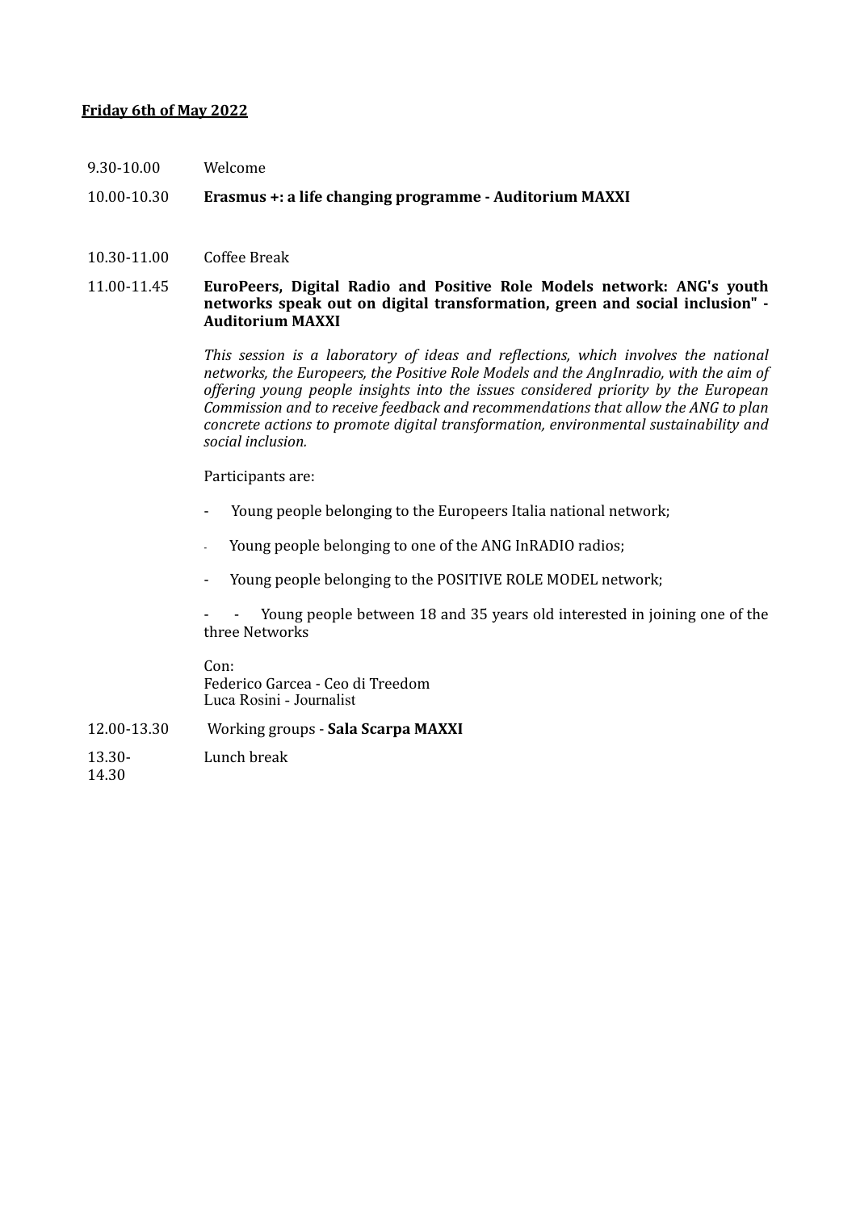**Friday 6th of May 2022**

9.30-10.00 Welcome

10.00-10.30 **Erasmus +: a life changing programme - Auditorium MAXXI**

10.30-11.00 Coffee Break

11.00-11.45 **EuroPeers, Digital Radio and Positive Role Models network: ANG's youth networks speak out on digital transformation, green and social inclusion" - Auditorium MAXXI**

*This session is a laboratory of ideas and reflections, which involves the national networks, the Europeers, the Positive Role Models and the AngInradio, with the aim of offering young people insights into the issues considered priority by the European Commission and to receive feedback and recommendations that allow the ANG to plan concrete actions to promote digital transformation, environmental sustainability and social inclusion.*

Participants are:

- Young people belonging to the Europeers Italia national network;
- Young people belonging to one of the ANG InRADIO radios;
- Young people belonging to the POSITIVE ROLE MODEL network;
- - Young people between 18 and 35 years old interested in joining one of the three Networks

Con:
Federico Garcea - Ceo di Treedom
Luca Rosini - Journalist

12.00-13.30 Working groups - **Sala Scarpa MAXXI**

13.30-14.30 Lunch break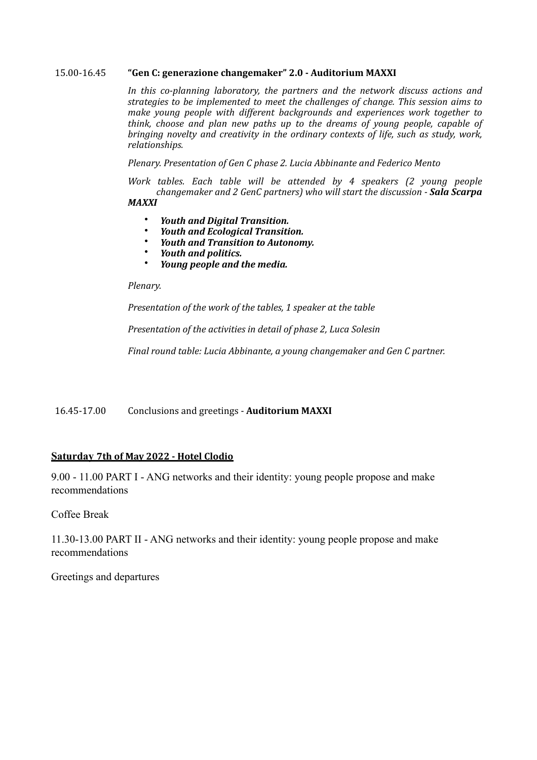15.00-16.45 **"Gen C: generazione changemaker" 2.0 - Auditorium MAXXI**

*In this co-planning laboratory, the partners and the network discuss actions and strategies to be implemented to meet the challenges of change. This session aims to make young people with different backgrounds and experiences work together to think, choose and plan new paths up to the dreams of young people, capable of bringing novelty and creativity in the ordinary contexts of life, such as study, work, relationships.*

*Plenary. Presentation of Gen C phase 2. Lucia Abbinante and Federico Mento*

*Work tables. Each table will be attended by 4 speakers (2 young people changemaker and 2 GenC partners) who will start the discussion -* ***Sala Scarpa MAXXI***

- ***Youth and Digital Transition.***
- ***Youth and Ecological Transition.***
- ***Youth and Transition to Autonomy.***
- ***Youth and politics.***
- ***Young people and the media.***

*Plenary.*

*Presentation of the work of the tables, 1 speaker at the table*

*Presentation of the activities in detail of phase 2, Luca Solesin*

*Final round table: Lucia Abbinante, a young changemaker and Gen C partner.*

16.45-17.00 Conclusions and greetings - **Auditorium MAXXI**

**Saturday 7th of May 2022 - Hotel Clodio**

9.00 - 11.00 PART I - ANG networks and their identity: young people propose and make recommendations

Coffee Break

11.30-13.00 PART II - ANG networks and their identity: young people propose and make recommendations

Greetings and departures